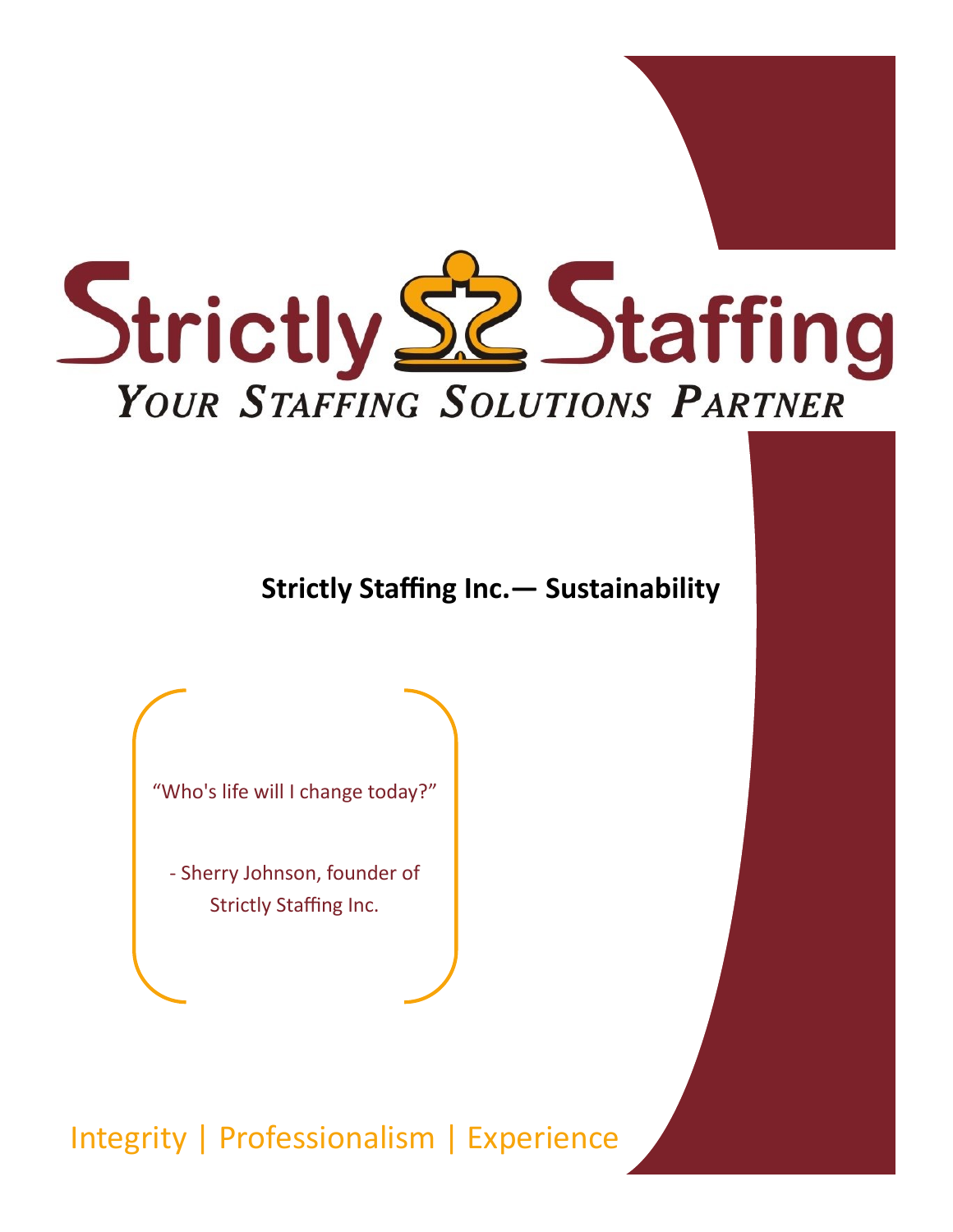# Strictly Staffing

*YOUR STAFFING SOLUTIONS PARTNER*

## Strictly Staffing Inc.— Sustainability

"Who's life will I change today?"

- Sherry Johnson, founder of Strictly Staffing Inc.

Integrity | Professionalism | Experience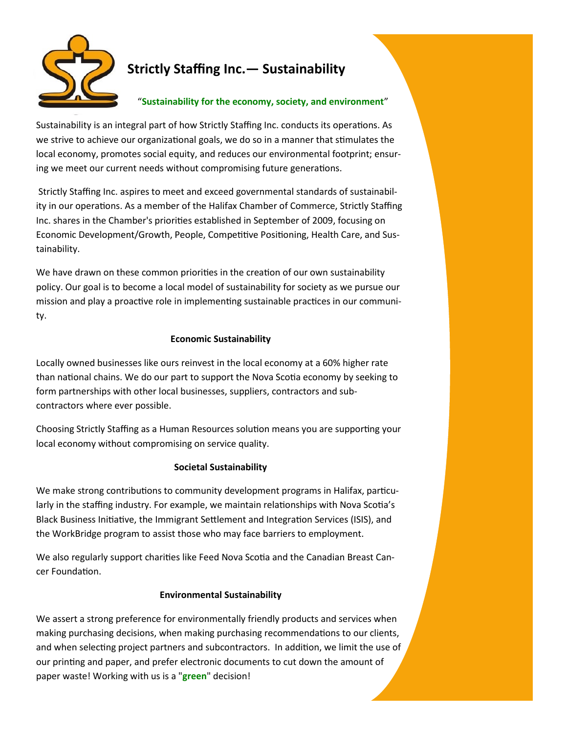# Strictly Staffing Inc.— Sustainability

"**Sustainability for the economy, society, and environment**"

Sustainability is an integral part of how Strictly Staffing Inc. conducts its operations. As we strive to achieve our organizational goals, we do so in a manner that stimulates the local economy, promotes social equity, and reduces our environmental footprint; ensuring we meet our current needs without compromising future generations.

Strictly Staffing Inc. aspires to meet and exceed governmental standards of sustainability in our operations. As a member of the Halifax Chamber of Commerce, Strictly Staffing Inc. shares in the Chamber's priorities established in September of 2009, focusing on Economic Development/Growth, People, Competitive Positioning, Health Care, and Sustainability.

We have drawn on these common priorities in the creation of our own sustainability policy. Our goal is to become a local model of sustainability for society as we pursue our mission and play a proactive role in implementing sustainable practices in our community.

### Economic Sustainability

Locally owned businesses like ours reinvest in the local economy at a 60% higher rate than national chains. We do our part to support the Nova Scotia economy by seeking to form partnerships with other local businesses, suppliers, contractors and sub-contractors where ever possible.

Choosing Strictly Staffing as a Human Resources solution means you are supporting your local economy without compromising on service quality.

### Societal Sustainability

We make strong contributions to community development programs in Halifax, particularly in the staffing industry. For example, we maintain relationships with Nova Scotia's Black Business Initiative, the Immigrant Settlement and Integration Services (ISIS), and the WorkBridge program to assist those who may face barriers to employment.

We also regularly support charities like Feed Nova Scotia and the Canadian Breast Cancer Foundation.

### Environmental Sustainability

We assert a strong preference for environmentally friendly products and services when making purchasing decisions, when making purchasing recommendations to our clients, and when selecting project partners and subcontractors. In addition, we limit the use of our printing and paper, and prefer electronic documents to cut down the amount of paper waste! Working with us is a "**green**" decision!